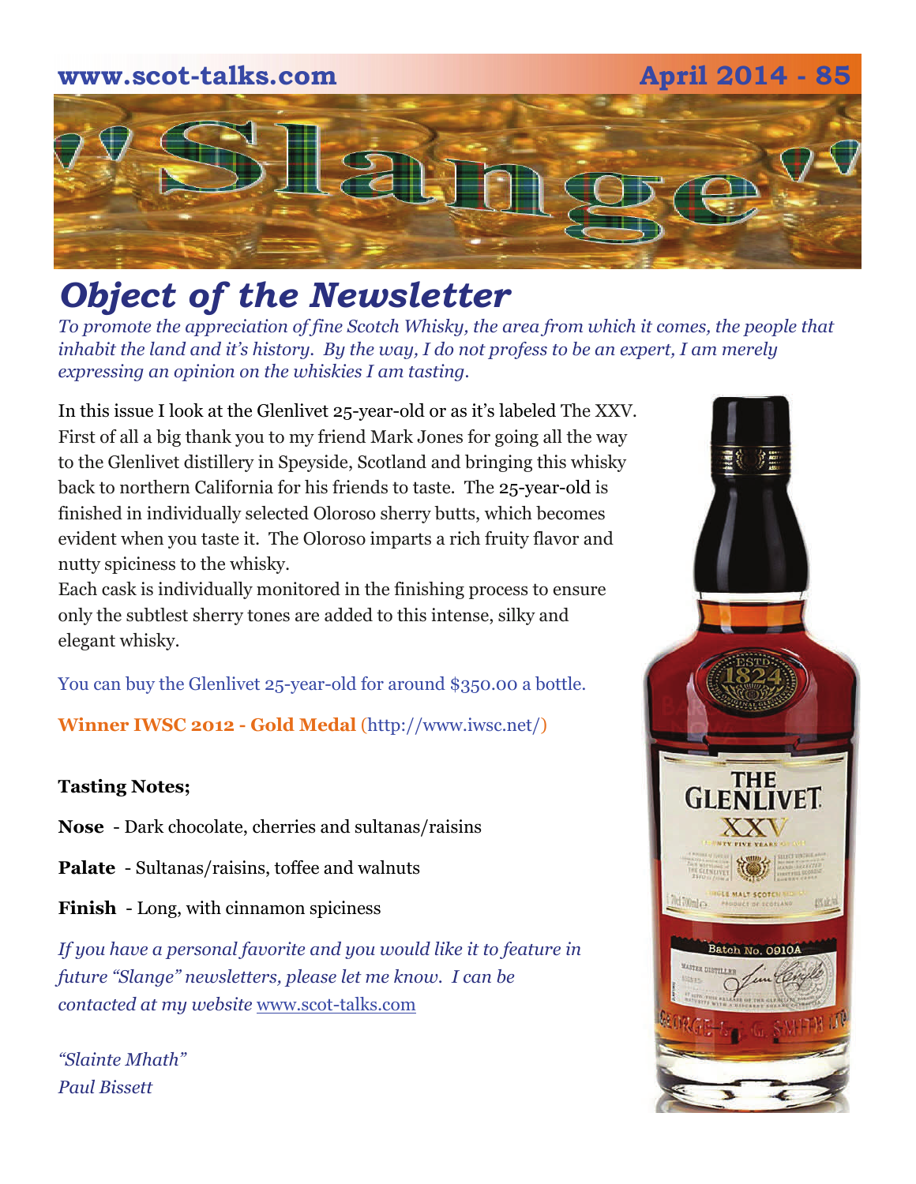www.scot-talks.com April 2014 - 85

# "Slange"

## *Object of the Newsletter*

*To promote the appreciation of fine Scotch Whisky, the area from which it comes, the people that inhabit the land and it's history. By the way, I do not profess to be an expert, I am merely expressing an opinion on the whiskies I am tasting.*

In this issue I look at the Glenlivet 25-year-old or as it's labeled The XXV. First of all a big thank you to my friend Mark Jones for going all the way to the Glenlivet distillery in Speyside, Scotland and bringing this whisky back to northern California for his friends to taste. The 25-year-old is finished in individually selected Oloroso sherry butts, which becomes evident when you taste it. The Oloroso imparts a rich fruity flavor and nutty spiciness to the whisky.

Each cask is individually monitored in the finishing process to ensure only the subtlest sherry tones are added to this intense, silky and elegant whisky.

You can buy the Glenlivet 25-year-old for around $350.00 a bottle.

**Winner IWSC 2012 - Gold Medal** (http://www.iwsc.net/)

**Tasting Notes;**

**Nose** - Dark chocolate, cherries and sultanas/raisins

**Palate** - Sultanas/raisins, toffee and walnuts

**Finish** - Long, with cinnamon spiciness

*If you have a personal favorite and you would like it to feature in future "Slange" newsletters, please let me know. I can be contacted at my website* www.scot-talks.com

*"Slainte Mhath"*
*Paul Bissett*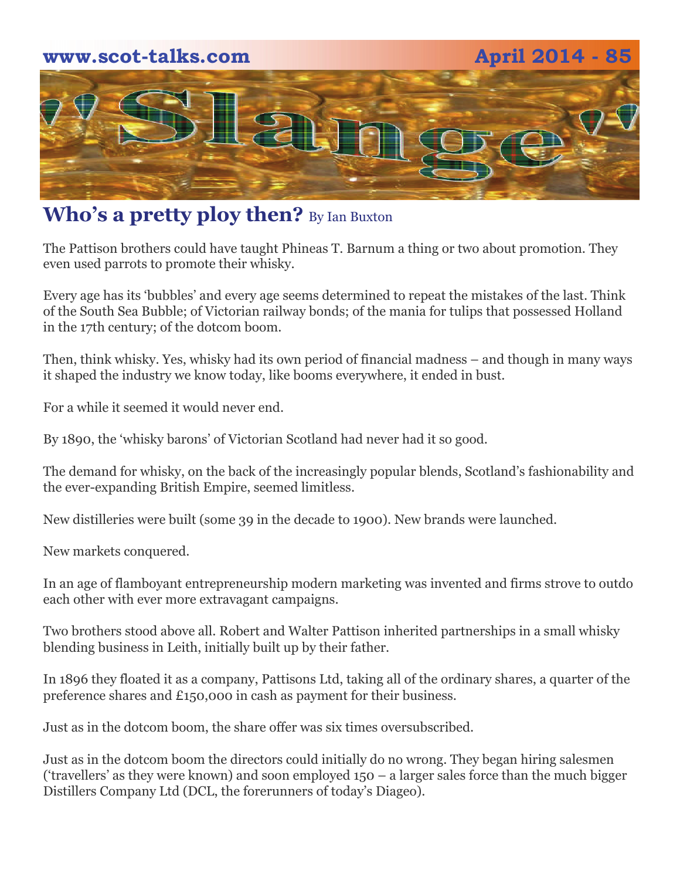# Slange

## Who's a pretty ploy then? By Ian Buxton

The Pattison brothers could have taught Phineas T. Barnum a thing or two about promotion. They even used parrots to promote their whisky.

Every age has its 'bubbles' and every age seems determined to repeat the mistakes of the last. Think of the South Sea Bubble; of Victorian railway bonds; of the mania for tulips that possessed Holland in the 17th century; of the dotcom boom.

Then, think whisky. Yes, whisky had its own period of financial madness – and though in many ways it shaped the industry we know today, like booms everywhere, it ended in bust.

For a while it seemed it would never end.

By 1890, the 'whisky barons' of Victorian Scotland had never had it so good.

The demand for whisky, on the back of the increasingly popular blends, Scotland's fashionability and the ever-expanding British Empire, seemed limitless.

New distilleries were built (some 39 in the decade to 1900). New brands were launched.

New markets conquered.

In an age of flamboyant entrepreneurship modern marketing was invented and firms strove to outdo each other with ever more extravagant campaigns.

Two brothers stood above all. Robert and Walter Pattison inherited partnerships in a small whisky blending business in Leith, initially built up by their father.

In 1896 they floated it as a company, Pattisons Ltd, taking all of the ordinary shares, a quarter of the preference shares and £150,000 in cash as payment for their business.

Just as in the dotcom boom, the share offer was six times oversubscribed.

Just as in the dotcom boom the directors could initially do no wrong. They began hiring salesmen ('travellers' as they were known) and soon employed 150 – a larger sales force than the much bigger Distillers Company Ltd (DCL, the forerunners of today's Diageo).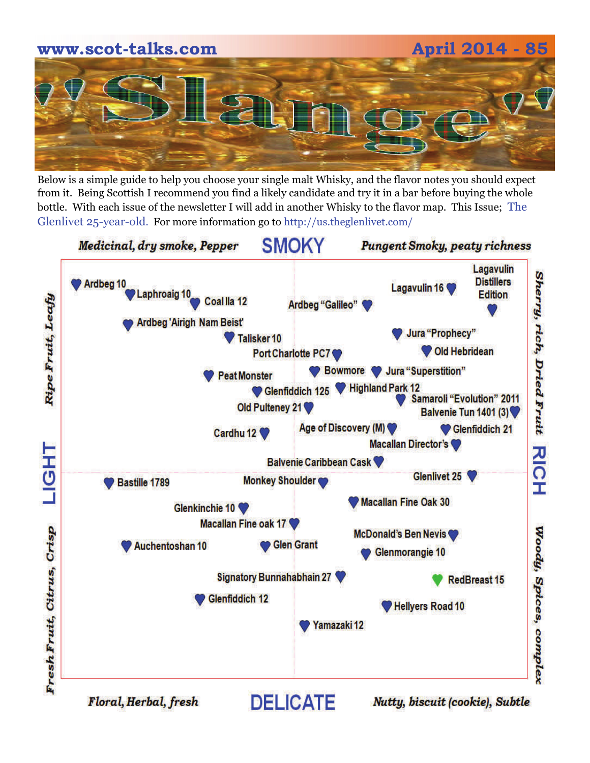# Slange

Below is a simple guide to help you choose your single malt Whisky, and the flavor notes you should expect from it. Being Scottish I recommend you find a likely candidate and try it in a bar before buying the whole bottle. With each issue of the newsletter I will add in another Whisky to the flavor map. This Issue; The Glenlivet 25-year-old. For more information go to http://us.theglenlivet.com/

**SMOKY**

*Medicinal, dry smoke, Pepper* — *Pungent Smoky, peaty richness*

**LIGHT** — *Ripe Fruit, Leafy* / *Fresh Fruit, Citrus, Crisp*

**RICH** — *Sherry, rich, Dried Fruit* / *Woody, Spices, complex*

**DELICATE**

*Floral, Herbal, fresh* — *Nutty, biscuit (cookie), Subtle*

Ardbeg 10
Laphroaig 10
Coal Ila 12
Ardbeg "Galileo"
Lagavulin 16
Lagavulin Distillers Edition
Ardbeg 'Airigh Nam Beist'
Talisker 10
Jura "Prophecy"
Port Charlotte PC7
Old Hebridean
Peat Monster
Bowmore
Jura "Superstition"
Glenfiddich 125
Highland Park 12
Samaroli "Evolution" 2011
Old Pulteney 21
Balvenie Tun 1401 (3)
Cardhu 12
Age of Discovery (M)
Glenfiddich 21
Macallan Director's
Balvenie Caribbean Cask
Bastille 1789
Monkey Shoulder
Glenlivet 25
Macallan Fine Oak 30
Glenkinchie 10
Macallan Fine oak 17
McDonald's Ben Nevis
Auchentoshan 10
Glen Grant
Glenmorangie 10
Signatory Bunnahabhain 27
RedBreast 15
Glenfiddich 12
Hellyers Road 10
Yamazaki 12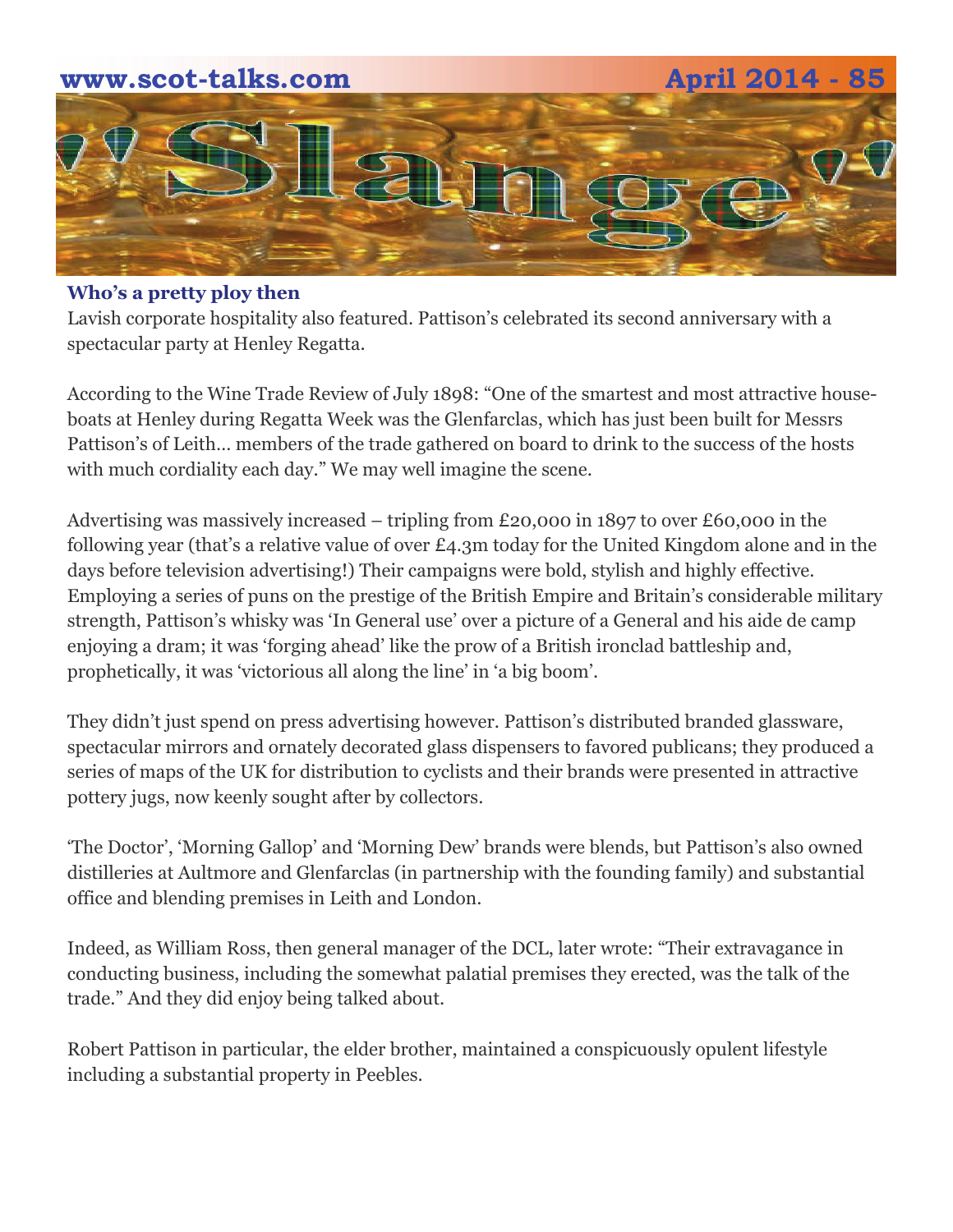### Who's a pretty ploy then

Lavish corporate hospitality also featured. Pattison's celebrated its second anniversary with a spectacular party at Henley Regatta.

According to the Wine Trade Review of July 1898: "One of the smartest and most attractive house-boats at Henley during Regatta Week was the Glenfarclas, which has just been built for Messrs Pattison's of Leith... members of the trade gathered on board to drink to the success of the hosts with much cordiality each day." We may well imagine the scene.

Advertising was massively increased – tripling from £20,000 in 1897 to over £60,000 in the following year (that's a relative value of over £4.3m today for the United Kingdom alone and in the days before television advertising!) Their campaigns were bold, stylish and highly effective. Employing a series of puns on the prestige of the British Empire and Britain's considerable military strength, Pattison's whisky was 'In General use' over a picture of a General and his aide de camp enjoying a dram; it was 'forging ahead' like the prow of a British ironclad battleship and, prophetically, it was 'victorious all along the line' in 'a big boom'.

They didn't just spend on press advertising however. Pattison's distributed branded glassware, spectacular mirrors and ornately decorated glass dispensers to favored publicans; they produced a series of maps of the UK for distribution to cyclists and their brands were presented in attractive pottery jugs, now keenly sought after by collectors.

'The Doctor', 'Morning Gallop' and 'Morning Dew' brands were blends, but Pattison's also owned distilleries at Aultmore and Glenfarclas (in partnership with the founding family) and substantial office and blending premises in Leith and London.

Indeed, as William Ross, then general manager of the DCL, later wrote: "Their extravagance in conducting business, including the somewhat palatial premises they erected, was the talk of the trade." And they did enjoy being talked about.

Robert Pattison in particular, the elder brother, maintained a conspicuously opulent lifestyle including a substantial property in Peebles.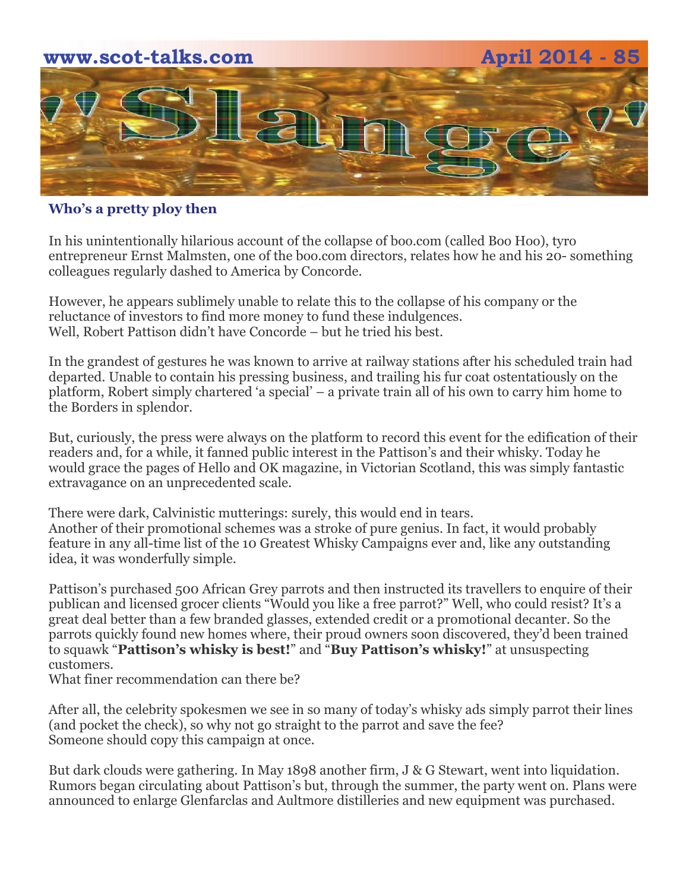## Who's a pretty ploy then

In his unintentionally hilarious account of the collapse of boo.com (called Boo Hoo), tyro entrepreneur Ernst Malmsten, one of the boo.com directors, relates how he and his 20- something colleagues regularly dashed to America by Concorde.

However, he appears sublimely unable to relate this to the collapse of his company or the reluctance of investors to find more money to fund these indulgences.
Well, Robert Pattison didn't have Concorde – but he tried his best.

In the grandest of gestures he was known to arrive at railway stations after his scheduled train had departed. Unable to contain his pressing business, and trailing his fur coat ostentatiously on the platform, Robert simply chartered 'a special' – a private train all of his own to carry him home to the Borders in splendor.

But, curiously, the press were always on the platform to record this event for the edification of their readers and, for a while, it fanned public interest in the Pattison's and their whisky. Today he would grace the pages of Hello and OK magazine, in Victorian Scotland, this was simply fantastic extravagance on an unprecedented scale.

There were dark, Calvinistic mutterings: surely, this would end in tears.
Another of their promotional schemes was a stroke of pure genius. In fact, it would probably feature in any all-time list of the 10 Greatest Whisky Campaigns ever and, like any outstanding idea, it was wonderfully simple.

Pattison's purchased 500 African Grey parrots and then instructed its travellers to enquire of their publican and licensed grocer clients "Would you like a free parrot?" Well, who could resist? It's a great deal better than a few branded glasses, extended credit or a promotional decanter. So the parrots quickly found new homes where, their proud owners soon discovered, they'd been trained to squawk "**Pattison's whisky is best!**" and "**Buy Pattison's whisky!**" at unsuspecting customers.
What finer recommendation can there be?

After all, the celebrity spokesmen we see in so many of today's whisky ads simply parrot their lines (and pocket the check), so why not go straight to the parrot and save the fee?
Someone should copy this campaign at once.

But dark clouds were gathering. In May 1898 another firm, J & G Stewart, went into liquidation. Rumors began circulating about Pattison's but, through the summer, the party went on. Plans were announced to enlarge Glenfarclas and Aultmore distilleries and new equipment was purchased.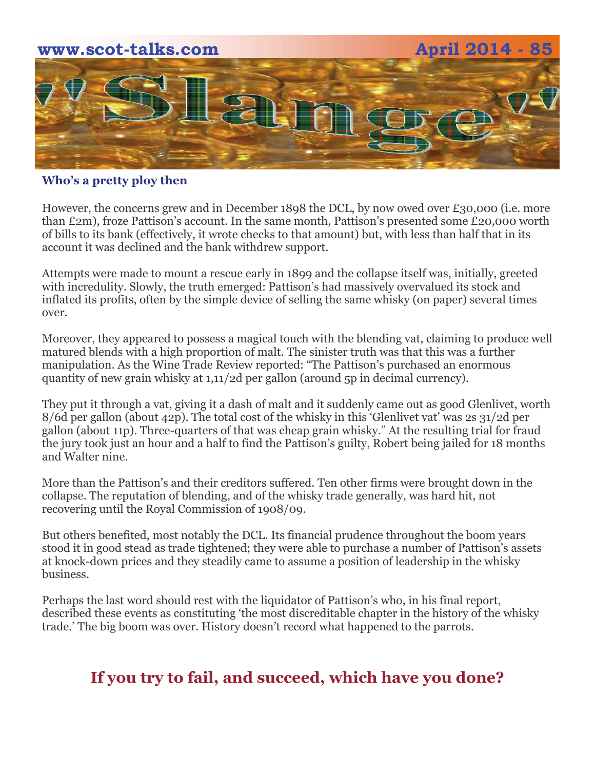## Who's a pretty ploy then

However, the concerns grew and in December 1898 the DCL, by now owed over £30,000 (i.e. more than £2m), froze Pattison's account. In the same month, Pattison's presented some £20,000 worth of bills to its bank (effectively, it wrote checks to that amount) but, with less than half that in its account it was declined and the bank withdrew support.

Attempts were made to mount a rescue early in 1899 and the collapse itself was, initially, greeted with incredulity. Slowly, the truth emerged: Pattison's had massively overvalued its stock and inflated its profits, often by the simple device of selling the same whisky (on paper) several times over.

Moreover, they appeared to possess a magical touch with the blending vat, claiming to produce well matured blends with a high proportion of malt. The sinister truth was that this was a further manipulation. As the Wine Trade Review reported: "The Pattison's purchased an enormous quantity of new grain whisky at 1,11/2d per gallon (around 5p in decimal currency).

They put it through a vat, giving it a dash of malt and it suddenly came out as good Glenlivet, worth 8/6d per gallon (about 42p). The total cost of the whisky in this 'Glenlivet vat' was 2s 31/2d per gallon (about 11p). Three-quarters of that was cheap grain whisky." At the resulting trial for fraud the jury took just an hour and a half to find the Pattison's guilty, Robert being jailed for 18 months and Walter nine.

More than the Pattison's and their creditors suffered. Ten other firms were brought down in the collapse. The reputation of blending, and of the whisky trade generally, was hard hit, not recovering until the Royal Commission of 1908/09.

But others benefited, most notably the DCL. Its financial prudence throughout the boom years stood it in good stead as trade tightened; they were able to purchase a number of Pattison's assets at knock-down prices and they steadily came to assume a position of leadership in the whisky business.

Perhaps the last word should rest with the liquidator of Pattison's who, in his final report, described these events as constituting 'the most discreditable chapter in the history of the whisky trade.' The big boom was over. History doesn't record what happened to the parrots.

## If you try to fail, and succeed, which have you done?